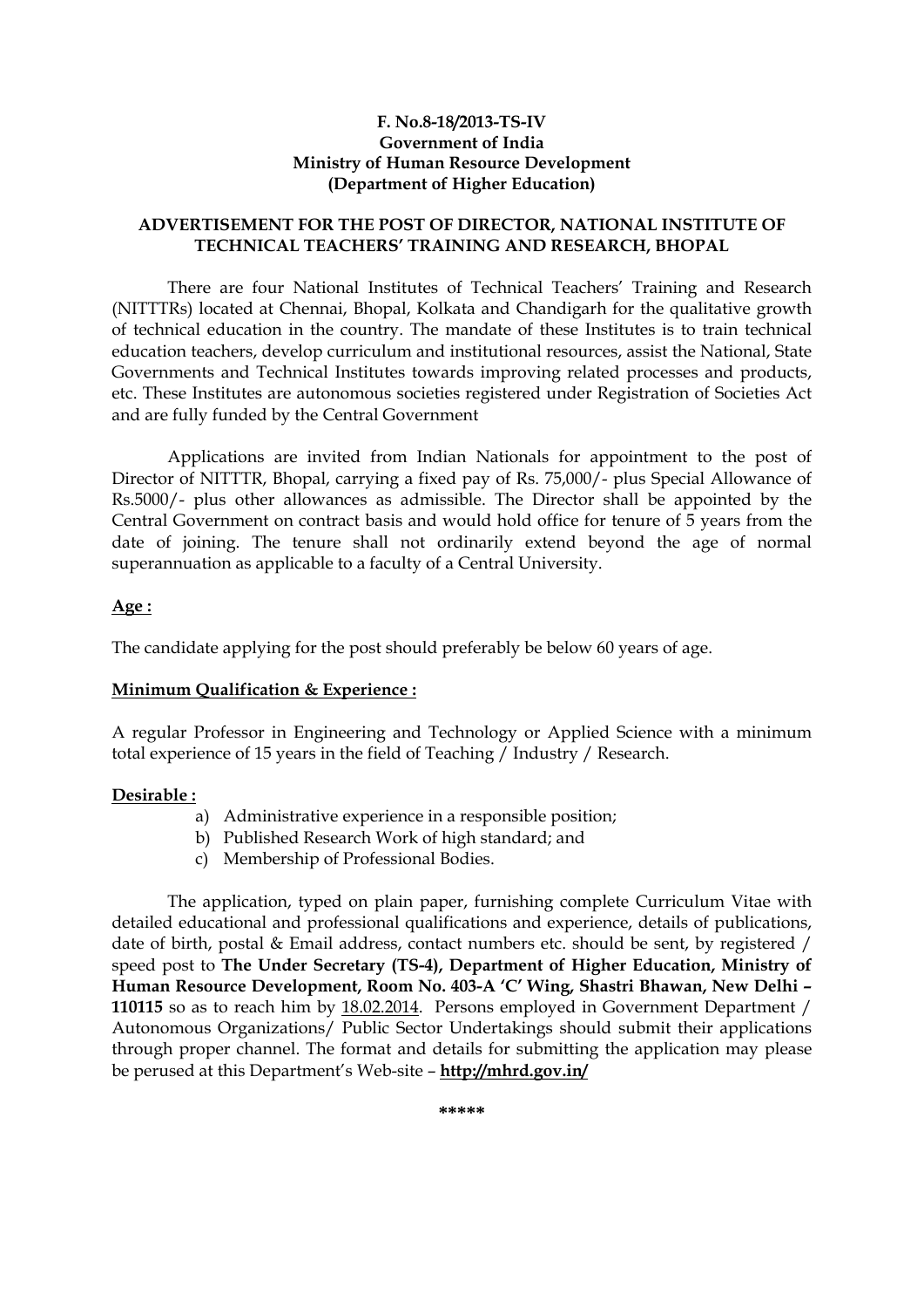**F. No.8-18/2013-TS-IV**
**Government of India**
**Ministry of Human Resource Development**
**(Department of Higher Education)**

## ADVERTISEMENT FOR THE POST OF DIRECTOR, NATIONAL INSTITUTE OF TECHNICAL TEACHERS' TRAINING AND RESEARCH, BHOPAL

There are four National Institutes of Technical Teachers' Training and Research (NITTTRs) located at Chennai, Bhopal, Kolkata and Chandigarh for the qualitative growth of technical education in the country. The mandate of these Institutes is to train technical education teachers, develop curriculum and institutional resources, assist the National, State Governments and Technical Institutes towards improving related processes and products, etc. These Institutes are autonomous societies registered under Registration of Societies Act and are fully funded by the Central Government

Applications are invited from Indian Nationals for appointment to the post of Director of NITTTR, Bhopal, carrying a fixed pay of Rs. 75,000/- plus Special Allowance of Rs.5000/- plus other allowances as admissible. The Director shall be appointed by the Central Government on contract basis and would hold office for tenure of 5 years from the date of joining. The tenure shall not ordinarily extend beyond the age of normal superannuation as applicable to a faculty of a Central University.

**Age :**

The candidate applying for the post should preferably be below 60 years of age.

**Minimum Qualification & Experience :**

A regular Professor in Engineering and Technology or Applied Science with a minimum total experience of 15 years in the field of Teaching / Industry / Research.

**Desirable :**

a) Administrative experience in a responsible position;
b) Published Research Work of high standard; and
c) Membership of Professional Bodies.

The application, typed on plain paper, furnishing complete Curriculum Vitae with detailed educational and professional qualifications and experience, details of publications, date of birth, postal & Email address, contact numbers etc. should be sent, by registered / speed post to **The Under Secretary (TS-4), Department of Higher Education, Ministry of Human Resource Development, Room No. 403-A 'C' Wing, Shastri Bhawan, New Delhi – 110115** so as to reach him by 18.02.2014. Persons employed in Government Department / Autonomous Organizations/ Public Sector Undertakings should submit their applications through proper channel. The format and details for submitting the application may please be perused at this Department's Web-site – **http://mhrd.gov.in/**

*****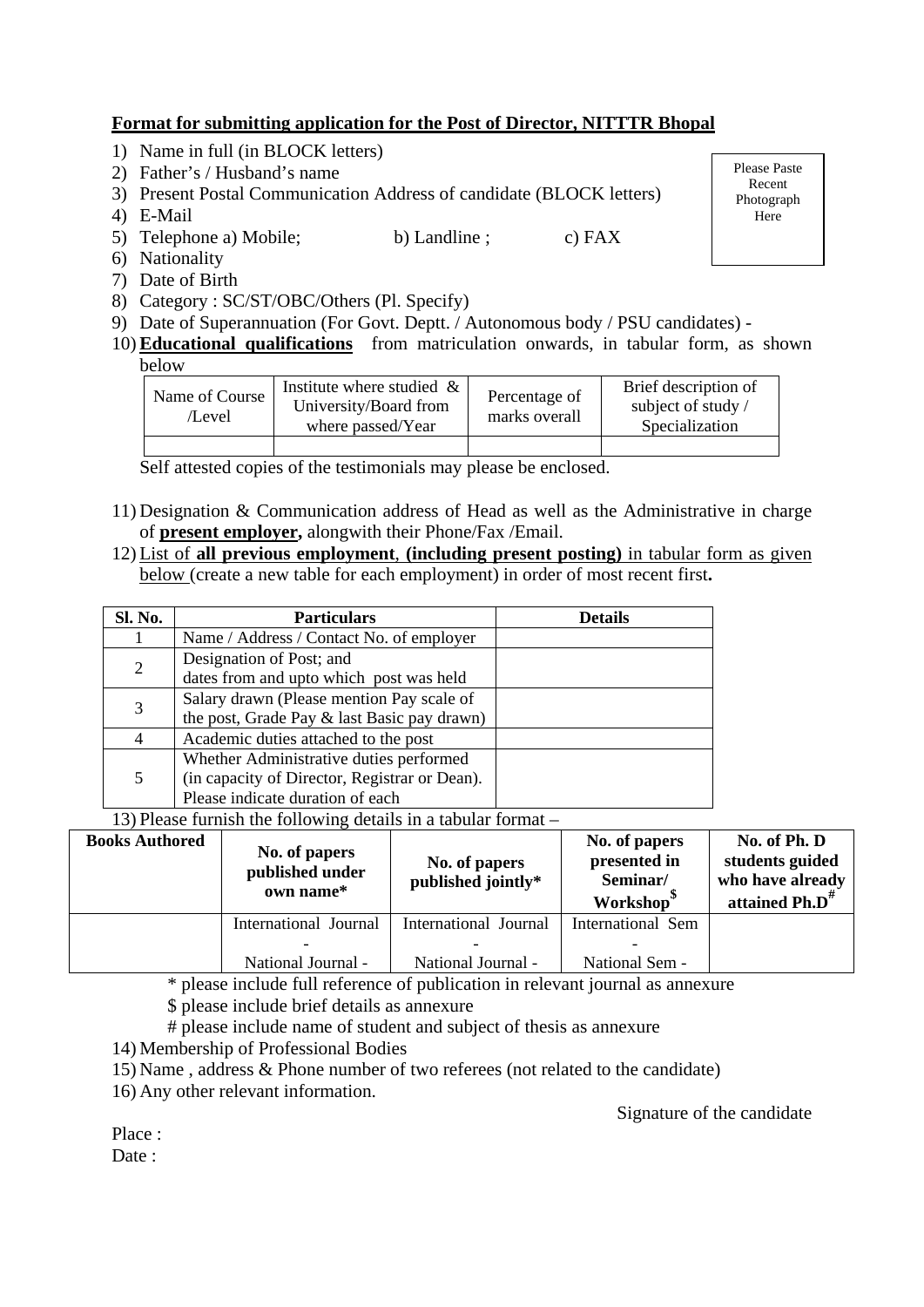**Format for submitting application for the Post of Director, NITTTR Bhopal**

Please Paste Recent Photograph Here

1) Name in full (in BLOCK letters)
2) Father's / Husband's name
3) Present Postal Communication Address of candidate (BLOCK letters)
4) E-Mail
5) Telephone a) Mobile; b) Landline ; c) FAX
6) Nationality
7) Date of Birth
8) Category : SC/ST/OBC/Others (Pl. Specify)
9) Date of Superannuation (For Govt. Deptt. / Autonomous body / PSU candidates) -
10) **Educational qualifications** from matriculation onwards, in tabular form, as shown below

| Name of Course /Level | Institute where studied & University/Board from where passed/Year | Percentage of marks overall | Brief description of subject of study / Specialization |
|---|---|---|---|
| | | | |

Self attested copies of the testimonials may please be enclosed.

11) Designation & Communication address of Head as well as the Administrative in charge of **present employer,** alongwith their Phone/Fax /Email.
12) List of **all previous employment**, **(including present posting)** in tabular form as given below (create a new table for each employment) in order of most recent first**.**

| Sl. No. | Particulars | Details |
|---|---|---|
| 1 | Name / Address / Contact No. of employer | |
| 2 | Designation of Post; and dates from and upto which post was held | |
| 3 | Salary drawn (Please mention Pay scale of the post, Grade Pay & last Basic pay drawn) | |
| 4 | Academic duties attached to the post | |
| 5 | Whether Administrative duties performed (in capacity of Director, Registrar or Dean). Please indicate duration of each | |

13) Please furnish the following details in a tabular format –

| Books Authored | No. of papers published under own name* | No. of papers published jointly* | No. of papers presented in Seminar/ Workshop$ | No. of Ph. D students guided who have already attained Ph.D# |
|---|---|---|---|---|
| | International Journal - National Journal - | International Journal - National Journal - | International Sem - National Sem - | |

\* please include full reference of publication in relevant journal as annexure

$ please include brief details as annexure

# please include name of student and subject of thesis as annexure

14) Membership of Professional Bodies
15) Name , address & Phone number of two referees (not related to the candidate)
16) Any other relevant information.

Signature of the candidate

Place :

Date :